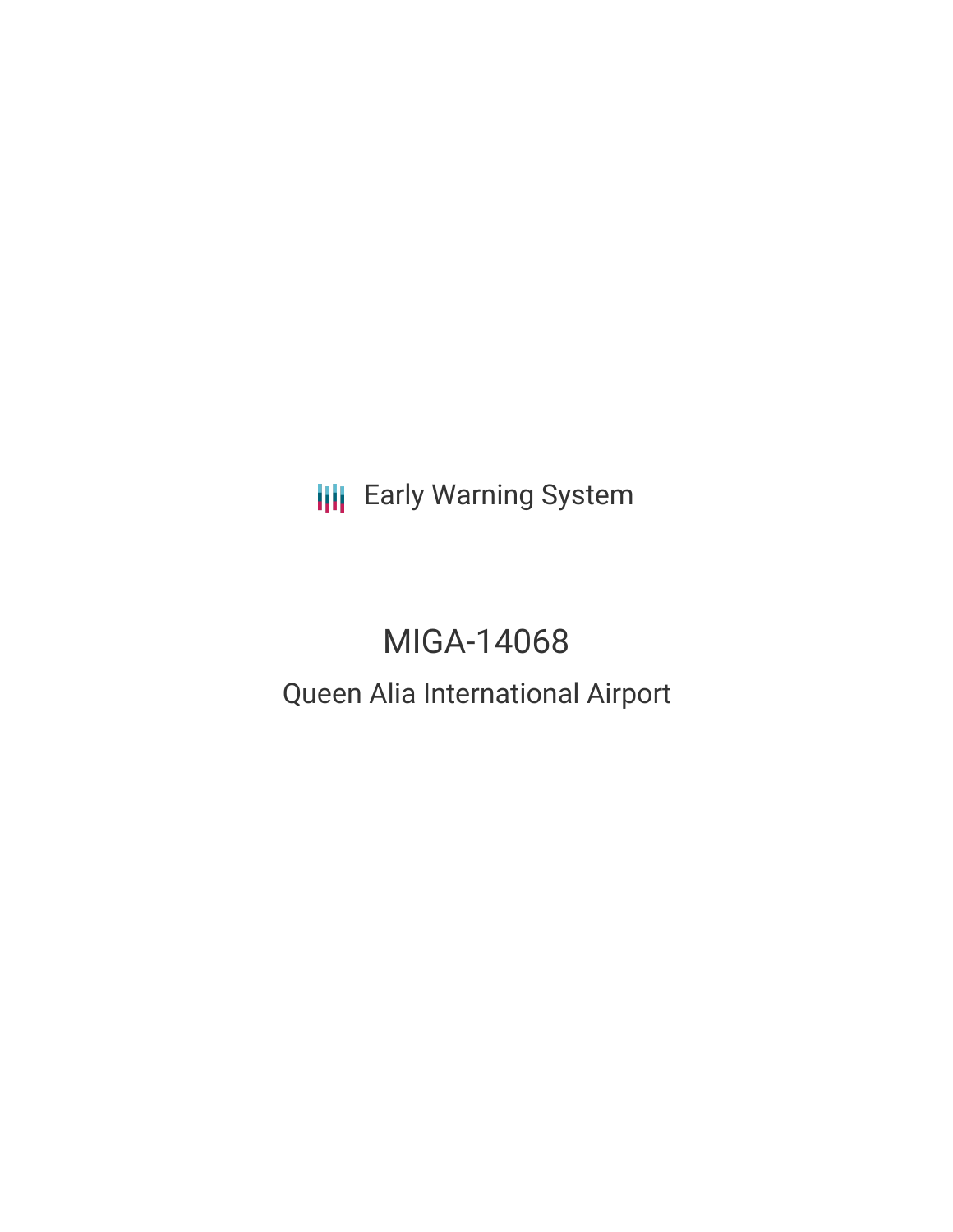Early Warning System

# MIGA-14068

## Queen Alia International Airport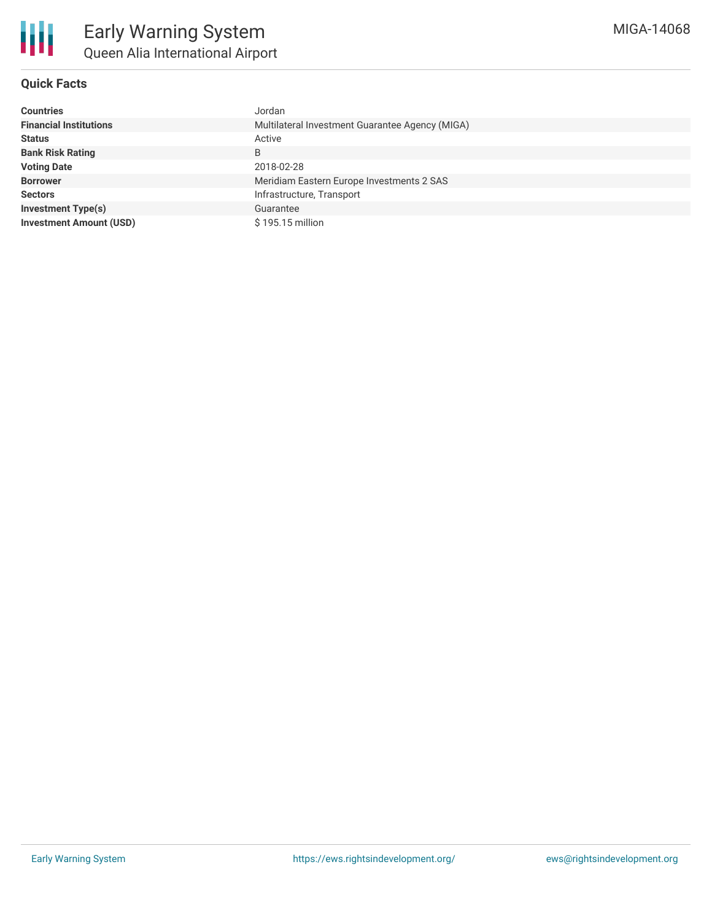# Early Warning System

## Queen Alia International Airport

MIGA-14068

### Quick Facts

| | |
|---|---|
| **Countries** | Jordan |
| **Financial Institutions** | Multilateral Investment Guarantee Agency (MIGA) |
| **Status** | Active |
| **Bank Risk Rating** | B |
| **Voting Date** | 2018-02-28 |
| **Borrower** | Meridiam Eastern Europe Investments 2 SAS |
| **Sectors** | Infrastructure, Transport |
| **Investment Type(s)** | Guarantee |
| **Investment Amount (USD)** | $ 195.15 million |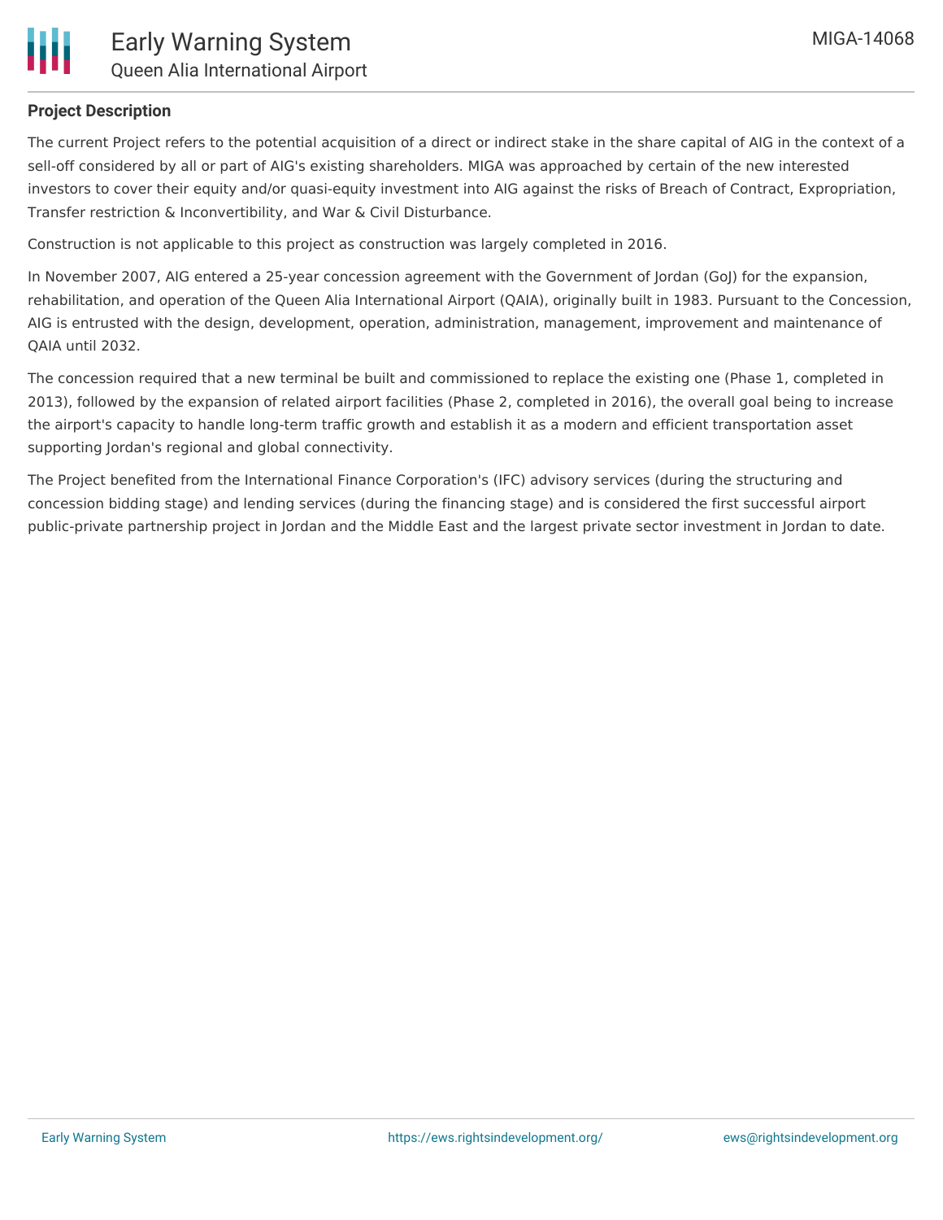**Project Description**

The current Project refers to the potential acquisition of a direct or indirect stake in the share capital of AIG in the context of a sell-off considered by all or part of AIG's existing shareholders. MIGA was approached by certain of the new interested investors to cover their equity and/or quasi-equity investment into AIG against the risks of Breach of Contract, Expropriation, Transfer restriction & Inconvertibility, and War & Civil Disturbance.

Construction is not applicable to this project as construction was largely completed in 2016.

In November 2007, AIG entered a 25-year concession agreement with the Government of Jordan (GoJ) for the expansion, rehabilitation, and operation of the Queen Alia International Airport (QAIA), originally built in 1983. Pursuant to the Concession, AIG is entrusted with the design, development, operation, administration, management, improvement and maintenance of QAIA until 2032.

The concession required that a new terminal be built and commissioned to replace the existing one (Phase 1, completed in 2013), followed by the expansion of related airport facilities (Phase 2, completed in 2016), the overall goal being to increase the airport's capacity to handle long-term traffic growth and establish it as a modern and efficient transportation asset supporting Jordan's regional and global connectivity.

The Project benefited from the International Finance Corporation's (IFC) advisory services (during the structuring and concession bidding stage) and lending services (during the financing stage) and is considered the first successful airport public-private partnership project in Jordan and the Middle East and the largest private sector investment in Jordan to date.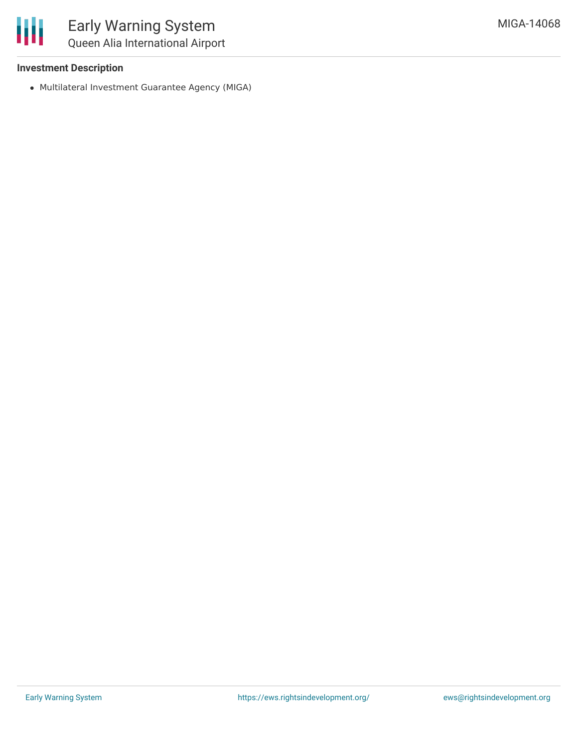**Investment Description**

- Multilateral Investment Guarantee Agency (MIGA)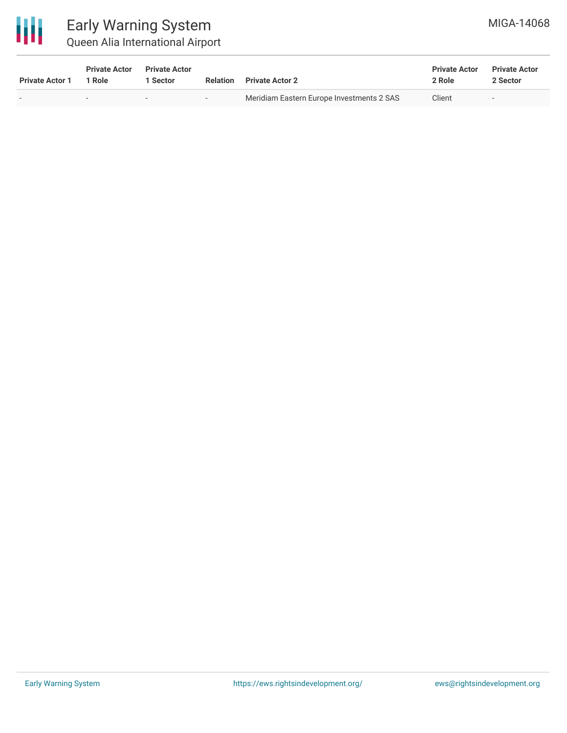| Private Actor 1 | Private Actor 1 Role | Private Actor 1 Sector | Relation | Private Actor 2 | Private Actor 2 Role | Private Actor 2 Sector |
| --- | --- | --- | --- | --- | --- | --- |
| - | - | - | - | Meridiam Eastern Europe Investments 2 SAS | Client | - |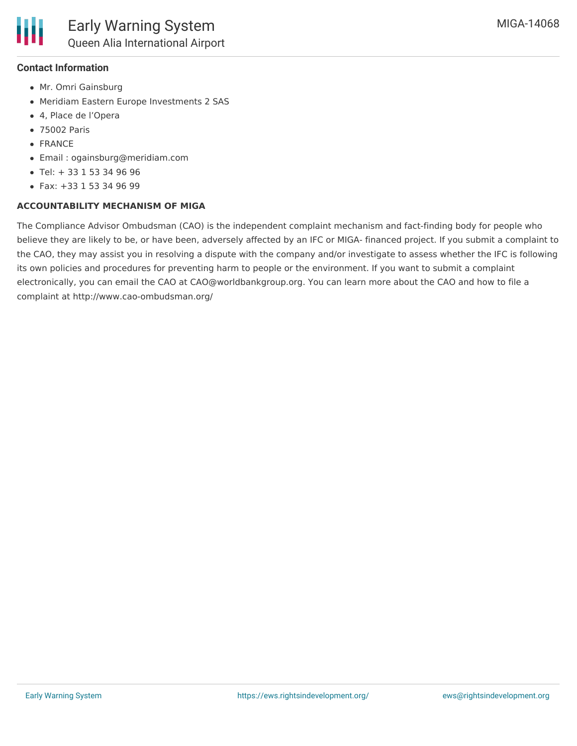#### Contact Information

- Mr. Omri Gainsburg
- Meridiam Eastern Europe Investments 2 SAS
- 4, Place de l'Opera
- 75002 Paris
- FRANCE
- Email : ogainsburg@meridiam.com
- Tel: + 33 1 53 34 96 96
- Fax: +33 1 53 34 96 99

**ACCOUNTABILITY MECHANISM OF MIGA**

The Compliance Advisor Ombudsman (CAO) is the independent complaint mechanism and fact-finding body for people who believe they are likely to be, or have been, adversely affected by an IFC or MIGA- financed project. If you submit a complaint to the CAO, they may assist you in resolving a dispute with the company and/or investigate to assess whether the IFC is following its own policies and procedures for preventing harm to people or the environment. If you want to submit a complaint electronically, you can email the CAO at CAO@worldbankgroup.org. You can learn more about the CAO and how to file a complaint at http://www.cao-ombudsman.org/